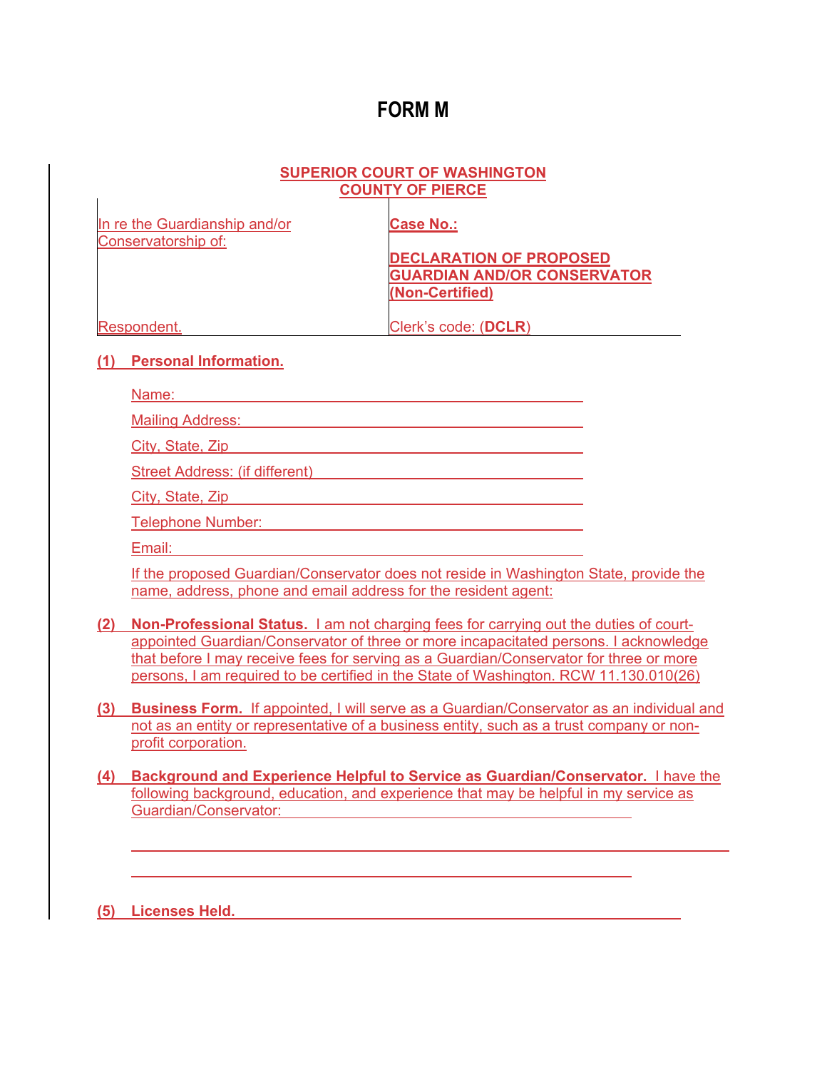# FORM M

**SUPERIOR COURT OF WASHINGTON**
**COUNTY OF PIERCE**

| In re the Guardianship and/or Conservatorship of: | **Case No.:** |
|---|---|
| | **DECLARATION OF PROPOSED GUARDIAN AND/OR CONSERVATOR (Non-Certified)** |
| Respondent. | Clerk's code: (**DCLR**) |

**(1) Personal Information.**

Name: ______________________________________________

Mailing Address: ______________________________________

City, State, Zip ______________________________________

Street Address: (if different) _____________________________

City, State, Zip ______________________________________

Telephone Number: ____________________________________

Email: ______________________________________________

If the proposed Guardian/Conservator does not reside in Washington State, provide the name, address, phone and email address for the resident agent:

**(2) Non-Professional Status.** I am not charging fees for carrying out the duties of court-appointed Guardian/Conservator of three or more incapacitated persons. I acknowledge that before I may receive fees for serving as a Guardian/Conservator for three or more persons, I am required to be certified in the State of Washington. RCW 11.130.010(26)

**(3) Business Form.** If appointed, I will serve as a Guardian/Conservator as an individual and not as an entity or representative of a business entity, such as a trust company or non-profit corporation.

**(4) Background and Experience Helpful to Service as Guardian/Conservator.** I have the following background, education, and experience that may be helpful in my service as Guardian/Conservator: ______________________________________________

______________________________________________________________

______________________________________________________________

**(5) Licenses Held.** ______________________________________________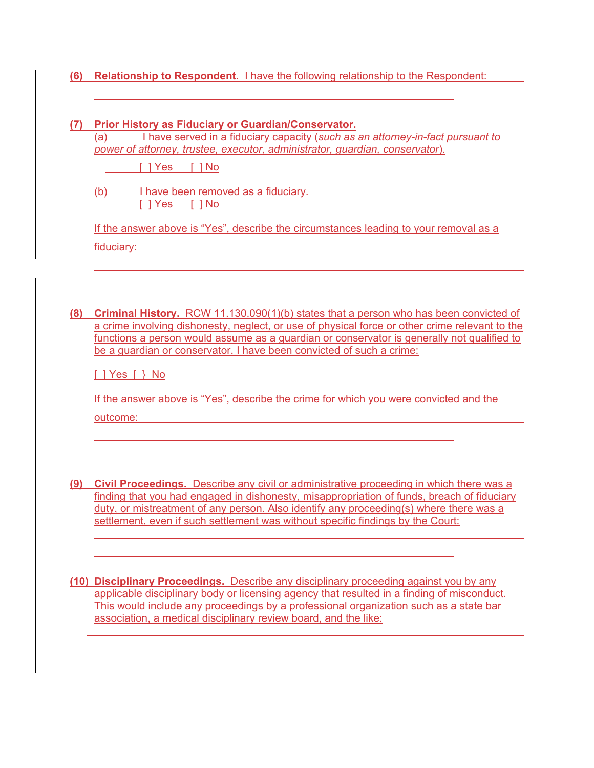**(6) Relationship to Respondent.** I have the following relationship to the Respondent: ______

______________________________________________

**(7) Prior History as Fiduciary or Guardian/Conservator.**

(a) I have served in a fiduciary capacity (*such as an attorney-in-fact pursuant to power of attorney, trustee, executor, administrator, guardian, conservator*).

[ ] Yes [ ] No

(b) I have been removed as a fiduciary.

[ ] Yes [ ] No

If the answer above is "Yes", describe the circumstances leading to your removal as a fiduciary: ______________________________________________

______________________________________________

______________________________________________

**(8) Criminal History.** RCW 11.130.090(1)(b) states that a person who has been convicted of a crime involving dishonesty, neglect, or use of physical force or other crime relevant to the functions a person would assume as a guardian or conservator is generally not qualified to be a guardian or conservator. I have been convicted of such a crime:

[ ] Yes [ } No

If the answer above is "Yes", describe the crime for which you were convicted and the outcome: ______________________________________________

______________________________________________

**(9) Civil Proceedings.** Describe any civil or administrative proceeding in which there was a finding that you had engaged in dishonesty, misappropriation of funds, breach of fiduciary duty, or mistreatment of any person. Also identify any proceeding(s) where there was a settlement, even if such settlement was without specific findings by the Court:

______________________________________________

______________________________________________

**(10) Disciplinary Proceedings.** Describe any disciplinary proceeding against you by any applicable disciplinary body or licensing agency that resulted in a finding of misconduct. This would include any proceedings by a professional organization such as a state bar association, a medical disciplinary review board, and the like:

______________________________________________

______________________________________________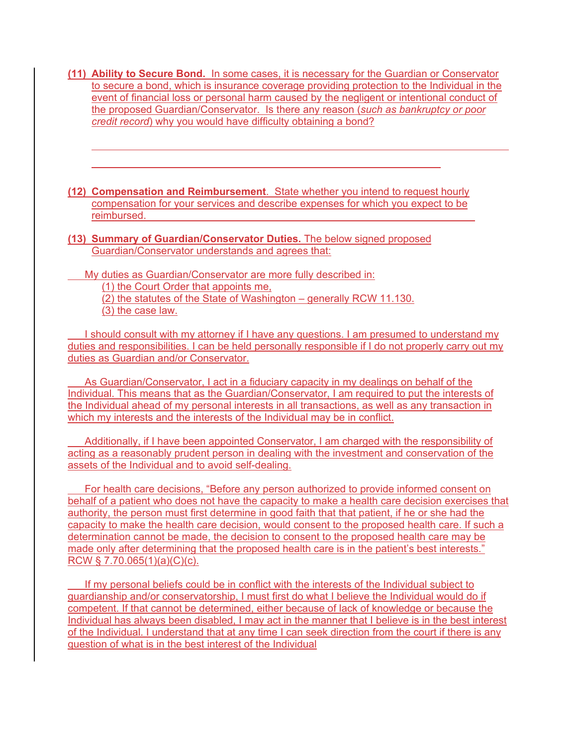**(11) Ability to Secure Bond.** In some cases, it is necessary for the Guardian or Conservator to secure a bond, which is insurance coverage providing protection to the Individual in the event of financial loss or personal harm caused by the negligent or intentional conduct of the proposed Guardian/Conservator. Is there any reason (*such as bankruptcy or poor credit record*) why you would have difficulty obtaining a bond?

______________________________________________________________________________

______________________________________________________________

**(12) Compensation and Reimbursement**. State whether you intend to request hourly compensation for your services and describe expenses for which you expect to be reimbursed. ______________________________________________________________

**(13) Summary of Guardian/Conservator Duties.** The below signed proposed Guardian/Conservator understands and agrees that:

My duties as Guardian/Conservator are more fully described in:

(1) the Court Order that appoints me,

(2) the statutes of the State of Washington – generally RCW 11.130.

(3) the case law.

I should consult with my attorney if I have any questions. I am presumed to understand my duties and responsibilities. I can be held personally responsible if I do not properly carry out my duties as Guardian and/or Conservator.

As Guardian/Conservator, I act in a fiduciary capacity in my dealings on behalf of the Individual. This means that as the Guardian/Conservator, I am required to put the interests of the Individual ahead of my personal interests in all transactions, as well as any transaction in which my interests and the interests of the Individual may be in conflict.

Additionally, if I have been appointed Conservator, I am charged with the responsibility of acting as a reasonably prudent person in dealing with the investment and conservation of the assets of the Individual and to avoid self-dealing.

For health care decisions, "Before any person authorized to provide informed consent on behalf of a patient who does not have the capacity to make a health care decision exercises that authority, the person must first determine in good faith that that patient, if he or she had the capacity to make the health care decision, would consent to the proposed health care. If such a determination cannot be made, the decision to consent to the proposed health care may be made only after determining that the proposed health care is in the patient's best interests." RCW § 7.70.065(1)(a)(C)(c).

If my personal beliefs could be in conflict with the interests of the Individual subject to guardianship and/or conservatorship, I must first do what I believe the Individual would do if competent. If that cannot be determined, either because of lack of knowledge or because the Individual has always been disabled, I may act in the manner that I believe is in the best interest of the Individual. I understand that at any time I can seek direction from the court if there is any question of what is in the best interest of the Individual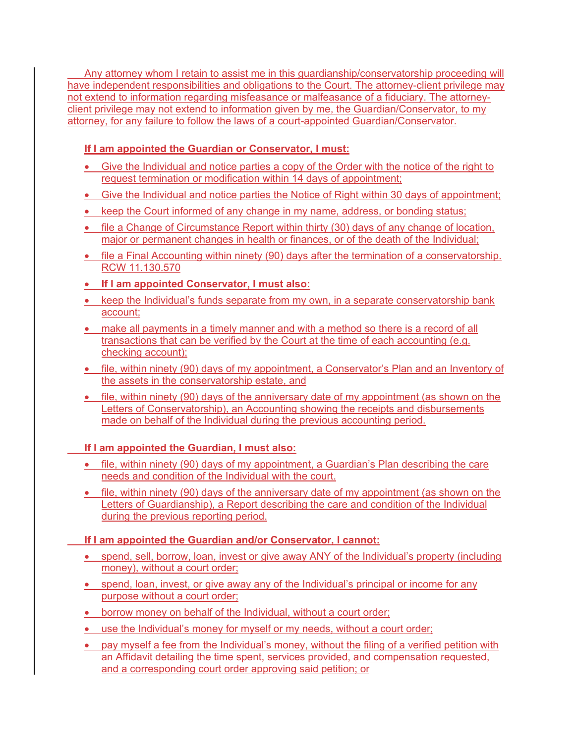Any attorney whom I retain to assist me in this guardianship/conservatorship proceeding will have independent responsibilities and obligations to the Court. The attorney-client privilege may not extend to information regarding misfeasance or malfeasance of a fiduciary. The attorney-client privilege may not extend to information given by me, the Guardian/Conservator, to my attorney, for any failure to follow the laws of a court-appointed Guardian/Conservator.

**If I am appointed the Guardian or Conservator, I must:**

- Give the Individual and notice parties a copy of the Order with the notice of the right to request termination or modification within 14 days of appointment;
- Give the Individual and notice parties the Notice of Right within 30 days of appointment;
- keep the Court informed of any change in my name, address, or bonding status;
- file a Change of Circumstance Report within thirty (30) days of any change of location, major or permanent changes in health or finances, or of the death of the Individual;
- file a Final Accounting within ninety (90) days after the termination of a conservatorship. RCW 11.130.570
- **If I am appointed Conservator, I must also:**
- keep the Individual's funds separate from my own, in a separate conservatorship bank account;
- make all payments in a timely manner and with a method so there is a record of all transactions that can be verified by the Court at the time of each accounting (e.g. checking account);
- file, within ninety (90) days of my appointment, a Conservator's Plan and an Inventory of the assets in the conservatorship estate, and
- file, within ninety (90) days of the anniversary date of my appointment (as shown on the Letters of Conservatorship), an Accounting showing the receipts and disbursements made on behalf of the Individual during the previous accounting period.

**If I am appointed the Guardian, I must also:**

- file, within ninety (90) days of my appointment, a Guardian's Plan describing the care needs and condition of the Individual with the court.
- file, within ninety (90) days of the anniversary date of my appointment (as shown on the Letters of Guardianship), a Report describing the care and condition of the Individual during the previous reporting period.

**If I am appointed the Guardian and/or Conservator, I cannot:**

- spend, sell, borrow, loan, invest or give away ANY of the Individual's property (including money), without a court order;
- spend, loan, invest, or give away any of the Individual's principal or income for any purpose without a court order;
- borrow money on behalf of the Individual, without a court order;
- use the Individual's money for myself or my needs, without a court order;
- pay myself a fee from the Individual's money, without the filing of a verified petition with an Affidavit detailing the time spent, services provided, and compensation requested, and a corresponding court order approving said petition; or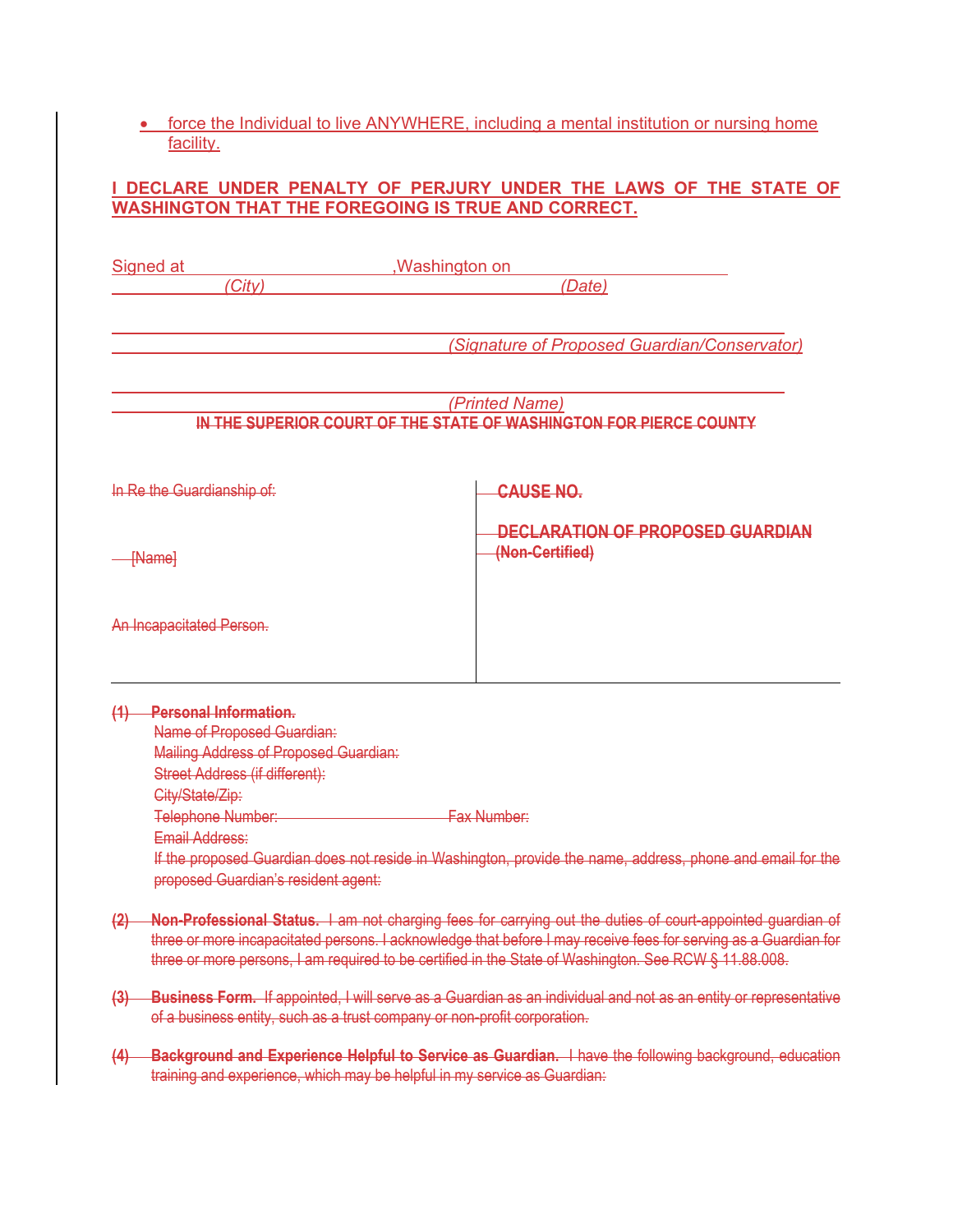- force the Individual to live ANYWHERE, including a mental institution or nursing home facility.

**I DECLARE UNDER PENALTY OF PERJURY UNDER THE LAWS OF THE STATE OF WASHINGTON THAT THE FOREGOING IS TRUE AND CORRECT.**

Signed at ______________________, Washington on ______________________
*(City)* *(Date)*

______________________________________________
*(Signature of Proposed Guardian/Conservator)*

______________________________________________
*(Printed Name)*

**IN THE SUPERIOR COURT OF THE STATE OF WASHINGTON FOR PIERCE COUNTY**

| | |
|---|---|
| In Re the Guardianship of:<br><br>[Name]<br><br>An Incapacitated Person. | **CAUSE NO.**<br><br>**DECLARATION OF PROPOSED GUARDIAN (Non-Certified)** |

**(1) Personal Information.**
Name of Proposed Guardian:
Mailing Address of Proposed Guardian:
Street Address (if different):
City/State/Zip:
Telephone Number: Fax Number:
Email Address:
If the proposed Guardian does not reside in Washington, provide the name, address, phone and email for the proposed Guardian's resident agent:

**(2) Non-Professional Status.** I am not charging fees for carrying out the duties of court-appointed guardian of three or more incapacitated persons. I acknowledge that before I may receive fees for serving as a Guardian for three or more persons, I am required to be certified in the State of Washington. See RCW § 11.88.008.

**(3) Business Form.** If appointed, I will serve as a Guardian as an individual and not as an entity or representative of a business entity, such as a trust company or non-profit corporation.

**(4) Background and Experience Helpful to Service as Guardian.** I have the following background, education training and experience, which may be helpful in my service as Guardian: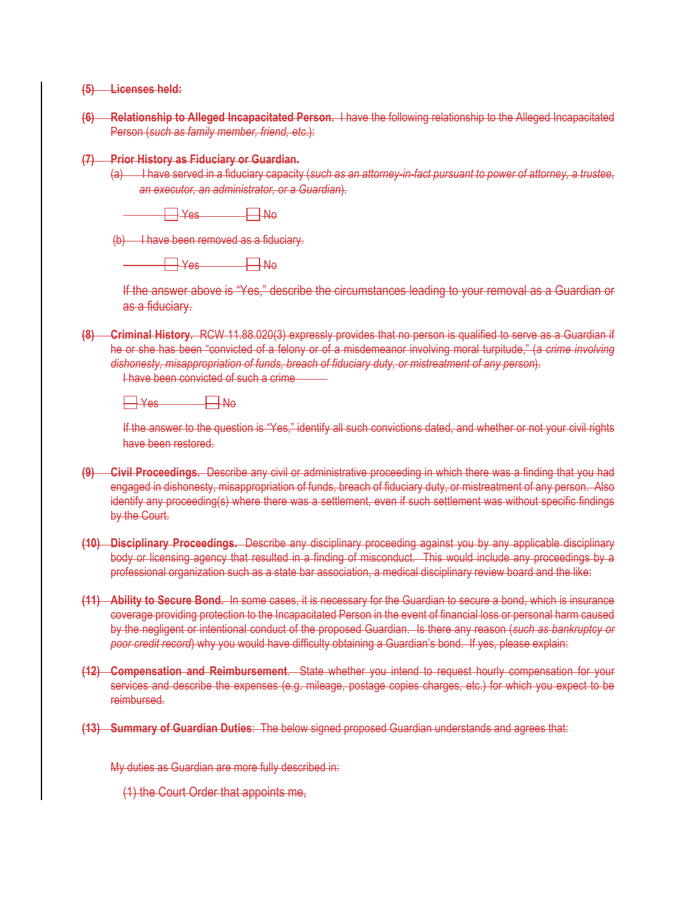**(5) Licenses held:**

**(6) Relationship to Alleged Incapacitated Person.** I have the following relationship to the Alleged Incapacitated Person (*such as family member, friend, etc.*):

**(7) Prior History as Fiduciary or Guardian.**

(a) I have served in a fiduciary capacity (*such as an attorney-in-fact pursuant to power of attorney, a trustee, an executor, an administrator, or a Guardian*).

☐ Yes ☐ No

(b) I have been removed as a fiduciary.

☐ Yes ☐ No

If the answer above is "Yes," describe the circumstances leading to your removal as a Guardian or as a fiduciary.

**(8) Criminal History.** RCW 11.88.020(3) expressly provides that no person is qualified to serve as a Guardian if he or she has been "convicted of a felony or of a misdemeanor involving moral turpitude," (*a crime involving dishonesty, misappropriation of funds, breach of fiduciary duty, or mistreatment of any person*).

I have been convicted of such a crime

☐ Yes ☐ No

If the answer to the question is "Yes," identify all such convictions dated, and whether or not your civil rights have been restored.

**(9) Civil Proceedings.** Describe any civil or administrative proceeding in which there was a finding that you had engaged in dishonesty, misappropriation of funds, breach of fiduciary duty, or mistreatment of any person. Also identify any proceeding(s) where there was a settlement, even if such settlement was without specific findings by the Court.

**(10) Disciplinary Proceedings.** Describe any disciplinary proceeding against you by any applicable disciplinary body or licensing agency that resulted in a finding of misconduct. This would include any proceedings by a professional organization such as a state bar association, a medical disciplinary review board and the like:

**(11) Ability to Secure Bond.** In some cases, it is necessary for the Guardian to secure a bond, which is insurance coverage providing protection to the Incapacitated Person in the event of financial loss or personal harm caused by the negligent or intentional conduct of the proposed Guardian. Is there any reason (*such as bankruptcy or poor credit record*) why you would have difficulty obtaining a Guardian's bond. If yes, please explain:

**(12) Compensation and Reimbursement.** State whether you intend to request hourly compensation for your services and describe the expenses (e.g. mileage, postage copies charges, etc.) for which you expect to be reimbursed.

**(13) Summary of Guardian Duties:** The below signed proposed Guardian understands and agrees that:

My duties as Guardian are more fully described in:

(1) the Court Order that appoints me,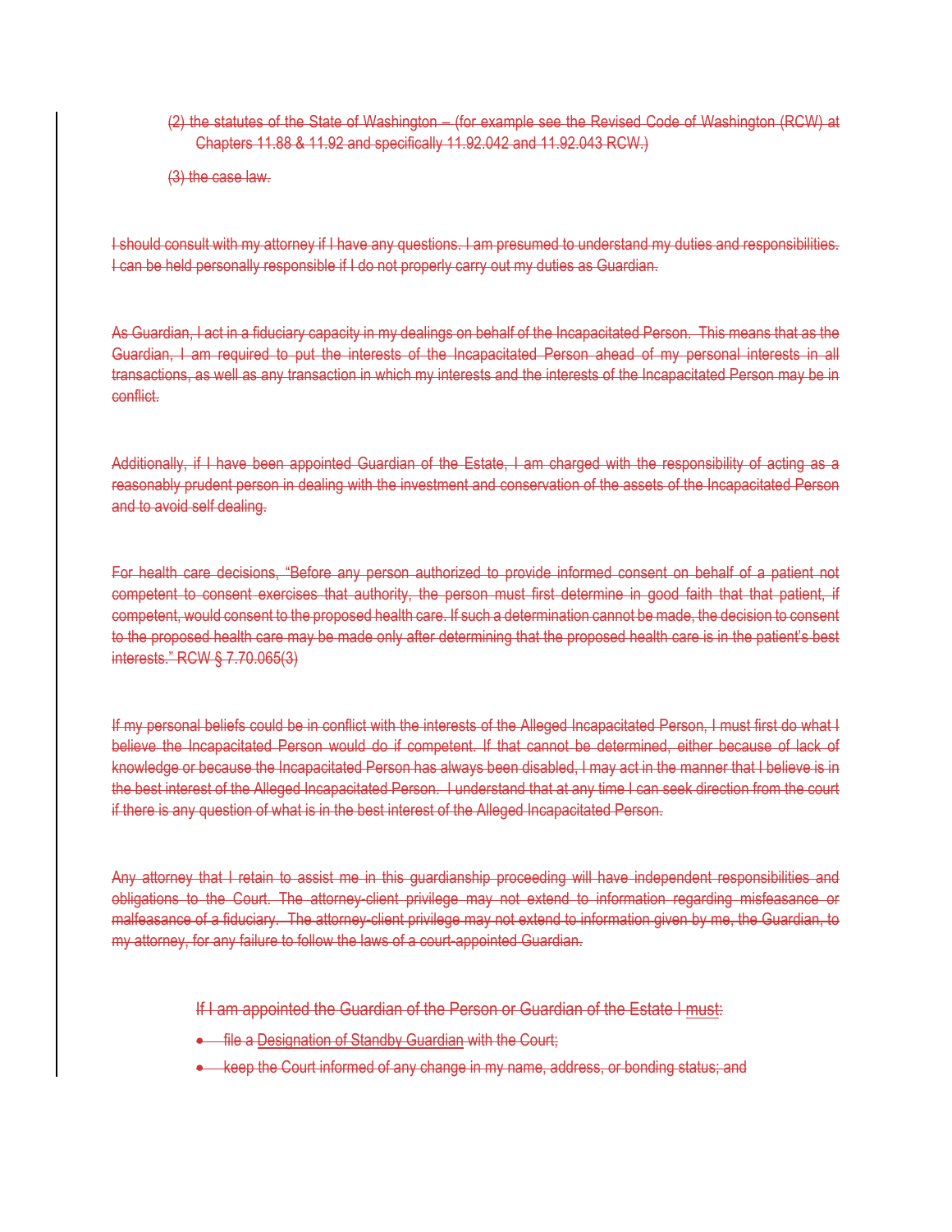(2) the statutes of the State of Washington – (for example see the Revised Code of Washington (RCW) at Chapters 11.88 & 11.92 and specifically 11.92.042 and 11.92.043 RCW.)

(3) the case law.

I should consult with my attorney if I have any questions. I am presumed to understand my duties and responsibilities. I can be held personally responsible if I do not properly carry out my duties as Guardian.

As Guardian, I act in a fiduciary capacity in my dealings on behalf of the Incapacitated Person. This means that as the Guardian, I am required to put the interests of the Incapacitated Person ahead of my personal interests in all transactions, as well as any transaction in which my interests and the interests of the Incapacitated Person may be in conflict.

Additionally, if I have been appointed Guardian of the Estate, I am charged with the responsibility of acting as a reasonably prudent person in dealing with the investment and conservation of the assets of the Incapacitated Person and to avoid self dealing.

For health care decisions, "Before any person authorized to provide informed consent on behalf of a patient not competent to consent exercises that authority, the person must first determine in good faith that that patient, if competent, would consent to the proposed health care. If such a determination cannot be made, the decision to consent to the proposed health care may be made only after determining that the proposed health care is in the patient's best interests." RCW § 7.70.065(3)

If my personal beliefs could be in conflict with the interests of the Alleged Incapacitated Person, I must first do what I believe the Incapacitated Person would do if competent. If that cannot be determined, either because of lack of knowledge or because the Incapacitated Person has always been disabled, I may act in the manner that I believe is in the best interest of the Alleged Incapacitated Person. I understand that at any time I can seek direction from the court if there is any question of what is in the best interest of the Alleged Incapacitated Person.

Any attorney that I retain to assist me in this guardianship proceeding will have independent responsibilities and obligations to the Court. The attorney-client privilege may not extend to information regarding misfeasance or malfeasance of a fiduciary. The attorney-client privilege may not extend to information given by me, the Guardian, to my attorney, for any failure to follow the laws of a court-appointed Guardian.

If I am appointed the Guardian of the Person or Guardian of the Estate I must:

- file a Designation of Standby Guardian with the Court;
- keep the Court informed of any change in my name, address, or bonding status; and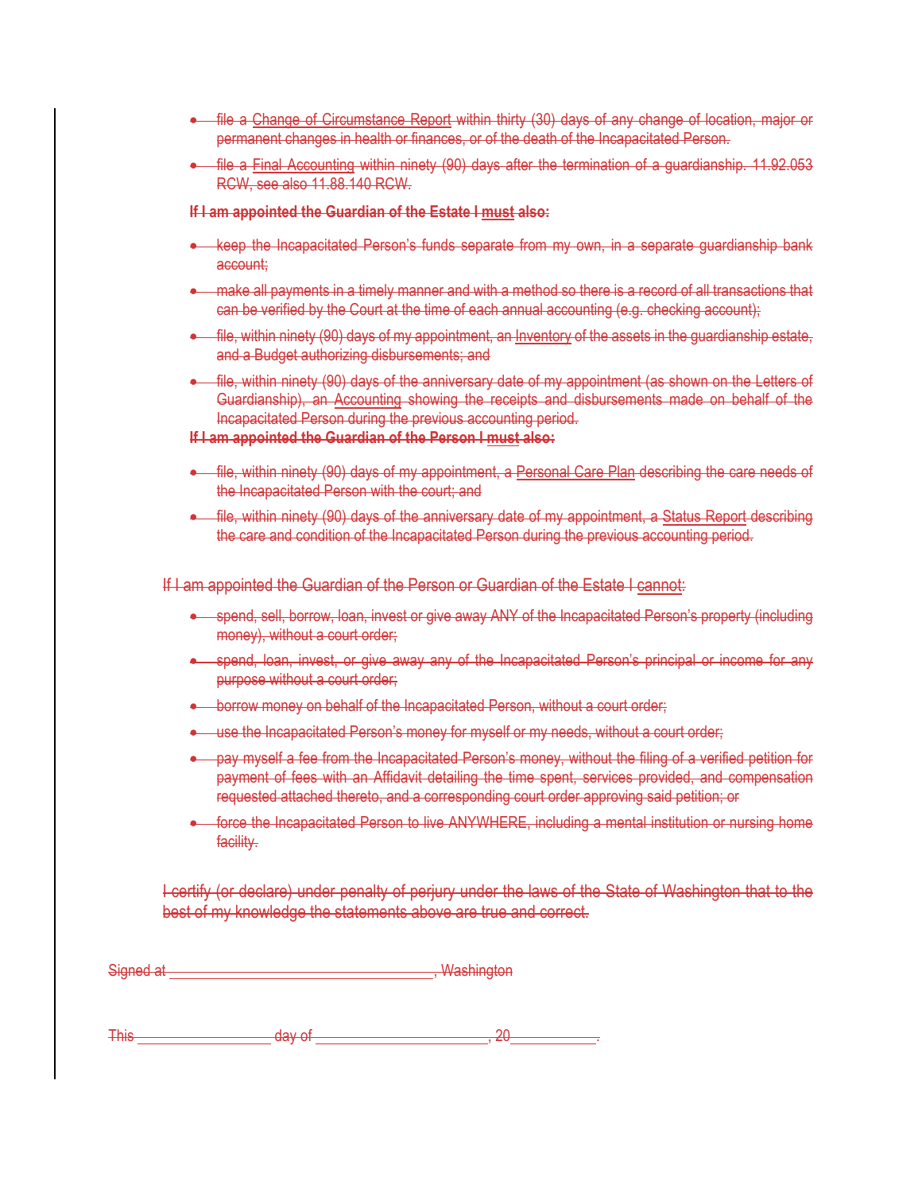- file a Change of Circumstance Report within thirty (30) days of any change of location, major or permanent changes in health or finances, or of the death of the Incapacitated Person.
- file a Final Accounting within ninety (90) days after the termination of a guardianship. 11.92.053 RCW, see also 11.88.140 RCW.

**If I am appointed the Guardian of the Estate I must also:**

- keep the Incapacitated Person's funds separate from my own, in a separate guardianship bank account;
- make all payments in a timely manner and with a method so there is a record of all transactions that can be verified by the Court at the time of each annual accounting (e.g. checking account);
- file, within ninety (90) days of my appointment, an Inventory of the assets in the guardianship estate, and a Budget authorizing disbursements; and
- file, within ninety (90) days of the anniversary date of my appointment (as shown on the Letters of Guardianship), an Accounting showing the receipts and disbursements made on behalf of the Incapacitated Person during the previous accounting period.

**If I am appointed the Guardian of the Person I must also:**

- file, within ninety (90) days of my appointment, a Personal Care Plan describing the care needs of the Incapacitated Person with the court; and
- file, within ninety (90) days of the anniversary date of my appointment, a Status Report describing the care and condition of the Incapacitated Person during the previous accounting period.

If I am appointed the Guardian of the Person or Guardian of the Estate I cannot:

- spend, sell, borrow, loan, invest or give away ANY of the Incapacitated Person's property (including money), without a court order;
- spend, loan, invest, or give away any of the Incapacitated Person's principal or income for any purpose without a court order;
- borrow money on behalf of the Incapacitated Person, without a court order;
- use the Incapacitated Person's money for myself or my needs, without a court order;
- pay myself a fee from the Incapacitated Person's money, without the filing of a verified petition for payment of fees with an Affidavit detailing the time spent, services provided, and compensation requested attached thereto, and a corresponding court order approving said petition; or
- force the Incapacitated Person to live ANYWHERE, including a mental institution or nursing home facility.

I certify (or declare) under penalty of perjury under the laws of the State of Washington that to the best of my knowledge the statements above are true and correct.

Signed at ________________________________, Washington

This ________________ day of _____________________, 20__________.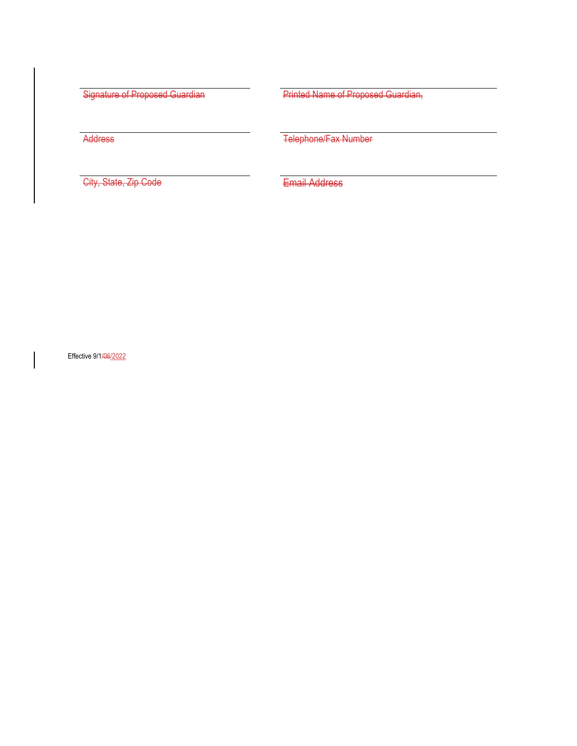~~Signature of Proposed Guardian~~ ~~Printed Name of Proposed Guardian,~~

~~Address~~ ~~Telephone/Fax Number~~

~~City, State, Zip Code~~ ~~Email Address~~

Effective 9/1/~~06~~2022